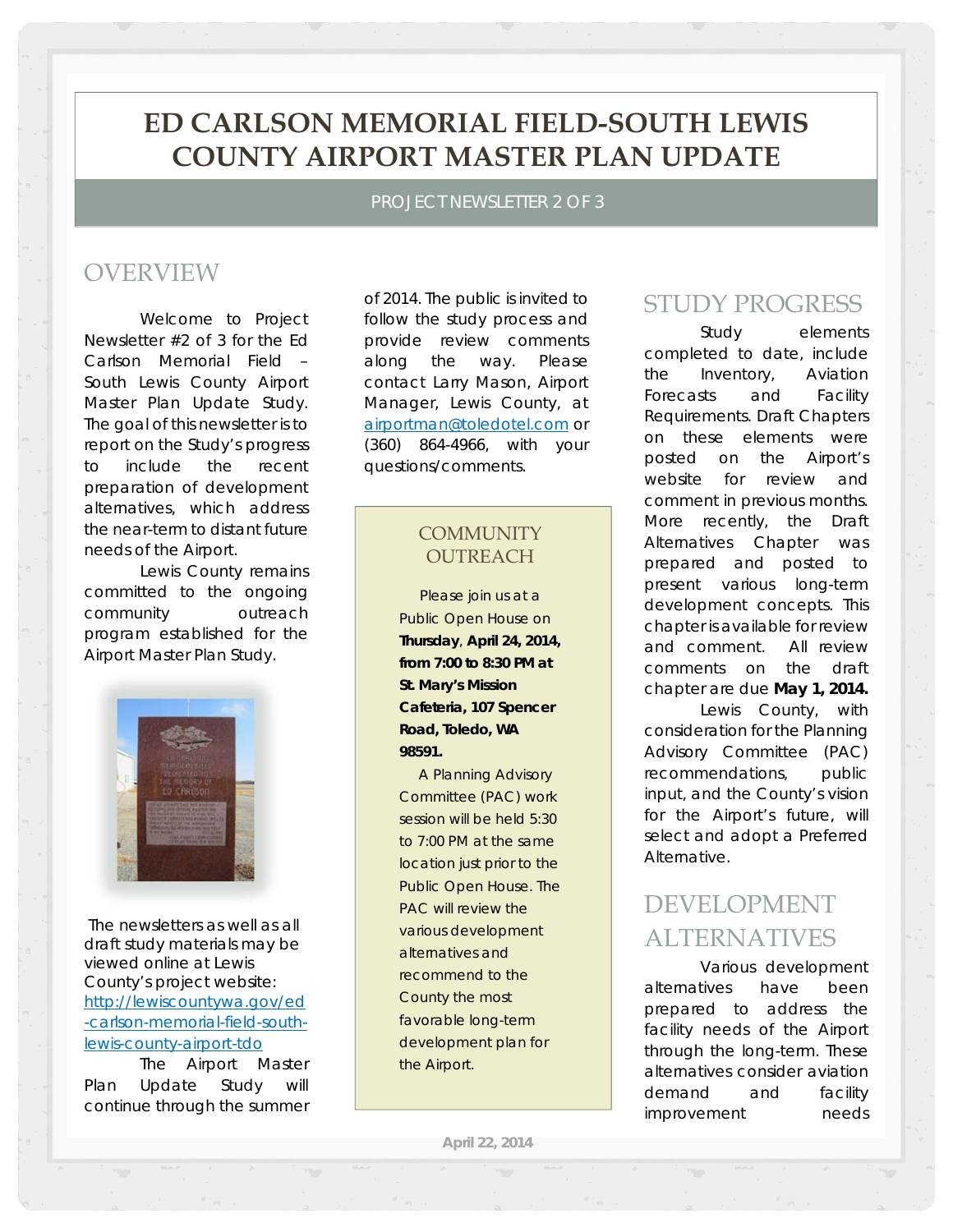# ED CARLSON MEMORIAL FIELD-SOUTH LEWIS COUNTY AIRPORT MASTER PLAN UPDATE

PROJECT NEWSLETTER 2 OF 3

## OVERVIEW

Welcome to Project Newsletter #2 of 3 for the Ed Carlson Memorial Field – South Lewis County Airport Master Plan Update Study. The goal of this newsletter is to report on the Study's progress to include the recent preparation of development alternatives, which address the near-term to distant future needs of the Airport.

Lewis County remains committed to the ongoing community outreach program established for the Airport Master Plan Study.

The newsletters as well as all draft study materials may be viewed online at Lewis County's project website: [http://lewiscountywa.gov/ed-carlson-memorial-field-south-lewis-county-airport-tdo](http://lewiscountywa.gov/ed-carlson-memorial-field-south-lewis-county-airport-tdo)

The Airport Master Plan Update Study will continue through the summer of 2014. The public is invited to follow the study process and provide review comments along the way. Please contact Larry Mason, Airport Manager, Lewis County, at [airportman@toledotel.com](mailto:airportman@toledotel.com) or (360) 864-4966, with your questions/comments.

### COMMUNITY OUTREACH

Please join us at a Public Open House on **Thursday, April 24, 2014, from 7:00 to 8:30 PM at St. Mary's Mission Cafeteria, 107 Spencer Road, Toledo, WA 98591.**

A Planning Advisory Committee (PAC) work session will be held 5:30 to 7:00 PM at the same location just prior to the Public Open House. The PAC will review the various development alternatives and recommend to the County the most favorable long-term development plan for the Airport.

## STUDY PROGRESS

Study elements completed to date, include the Inventory, Aviation Forecasts and Facility Requirements. Draft Chapters on these elements were posted on the Airport's website for review and comment in previous months. More recently, the Draft Alternatives Chapter was prepared and posted to present various long-term development concepts. This chapter is available for review and comment. All review comments on the draft chapter are due **May 1, 2014.**

Lewis County, with consideration for the Planning Advisory Committee (PAC) recommendations, public input, and the County's vision for the Airport's future, will select and adopt a Preferred Alternative.

## DEVELOPMENT ALTERNATIVES

Various development alternatives have been prepared to address the facility needs of the Airport through the long-term. These alternatives consider aviation demand and facility improvement needs

April 22, 2014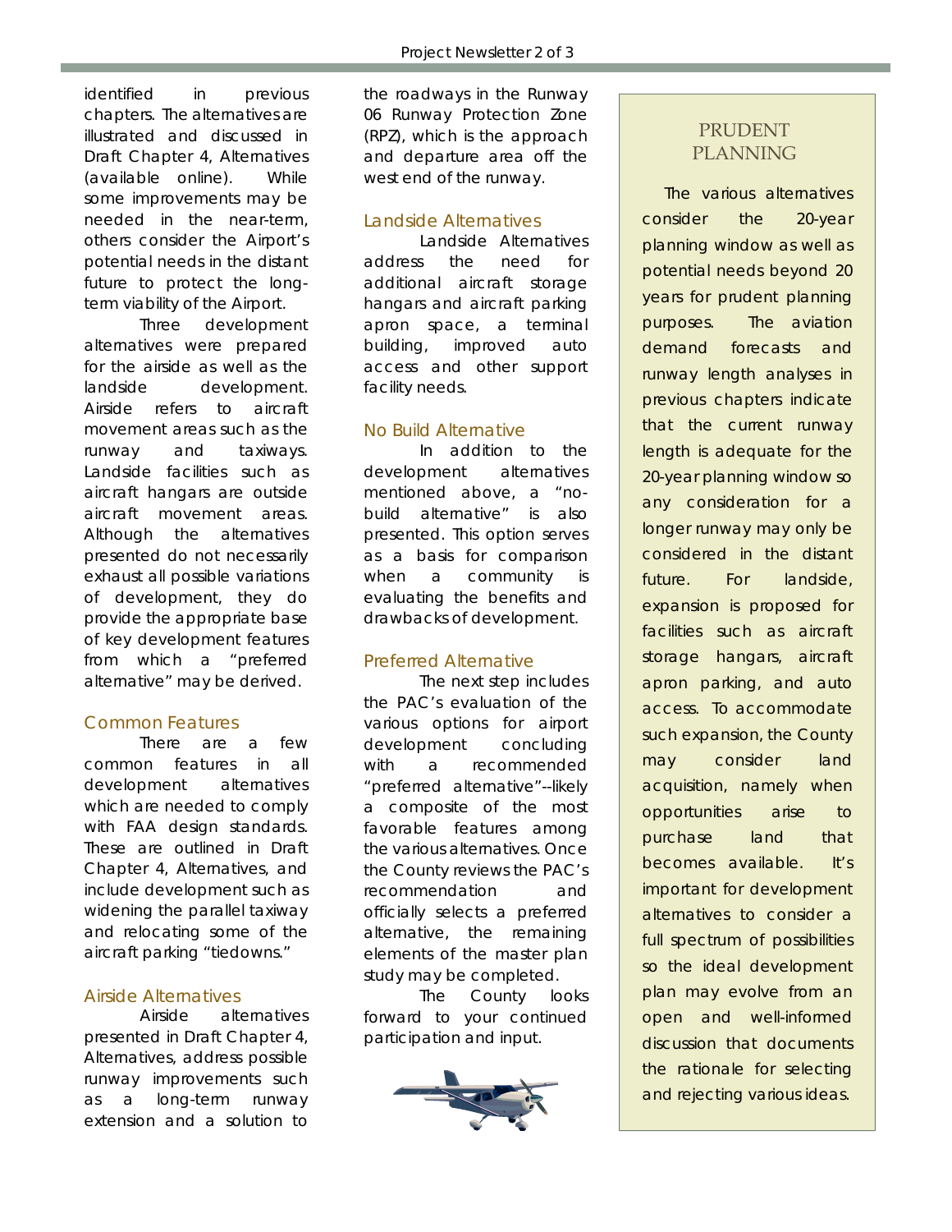identified in previous chapters. The alternatives are illustrated and discussed in Draft Chapter 4, Alternatives (available online). While some improvements may be needed in the near-term, others consider the Airport's potential needs in the distant future to protect the long-term viability of the Airport.

Three development alternatives were prepared for the airside as well as the landside development. Airside refers to aircraft movement areas such as the runway and taxiways. Landside facilities such as aircraft hangars are outside aircraft movement areas. Although the alternatives presented do not necessarily exhaust all possible variations of development, they do provide the appropriate base of key development features from which a "preferred alternative" may be derived.

### Common Features

There are a few common features in all development alternatives which are needed to comply with FAA design standards. These are outlined in Draft Chapter 4, Alternatives, and include development such as widening the parallel taxiway and relocating some of the aircraft parking "tiedowns."

### Airside Alternatives

Airside alternatives presented in Draft Chapter 4, Alternatives, address possible runway improvements such as a long-term runway extension and a solution to the roadways in the Runway 06 Runway Protection Zone (RPZ), which is the approach and departure area off the west end of the runway.

### Landside Alternatives

Landside Alternatives address the need for additional aircraft storage hangars and aircraft parking apron space, a terminal building, improved auto access and other support facility needs.

### No Build Alternative

In addition to the development alternatives mentioned above, a "no-build alternative" is also presented. This option serves as a basis for comparison when a community is evaluating the benefits and drawbacks of development.

### Preferred Alternative

The next step includes the PAC's evaluation of the various options for airport development concluding with a recommended "preferred alternative"--likely a composite of the most favorable features among the various alternatives. Once the County reviews the PAC's recommendation and officially selects a preferred alternative, the remaining elements of the master plan study may be completed.

The County looks forward to your continued participation and input.

## PRUDENT PLANNING

The various alternatives consider the 20-year planning window as well as potential needs beyond 20 years for prudent planning purposes. The aviation demand forecasts and runway length analyses in previous chapters indicate that the current runway length is adequate for the 20-year planning window so any consideration for a longer runway may only be considered in the distant future. For landside, expansion is proposed for facilities such as aircraft storage hangars, aircraft apron parking, and auto access. To accommodate such expansion, the County may consider land acquisition, namely when opportunities arise to purchase land that becomes available. It's important for development alternatives to consider a full spectrum of possibilities so the ideal development plan may evolve from an open and well-informed discussion that documents the rationale for selecting and rejecting various ideas.